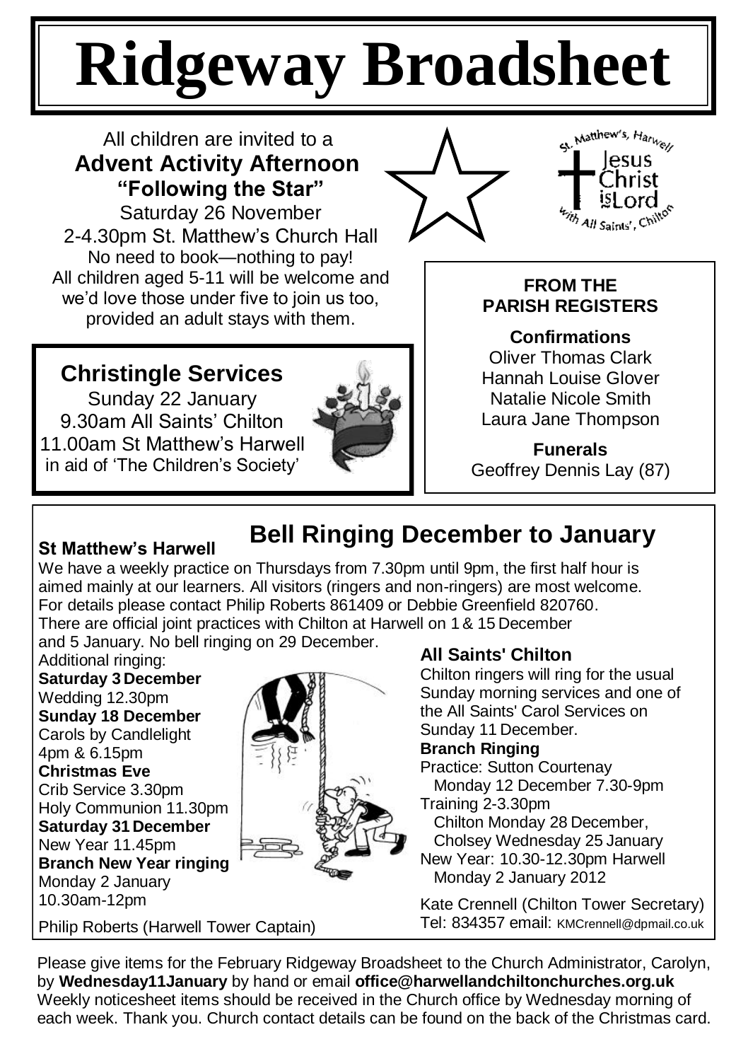# Ridgeway Broadsheet

All children are invited to a

**Advent Activity Afternoon**
**"Following the Star"**

Saturday 26 November
2-4.30pm St. Matthew's Church Hall
No need to book—nothing to pay!
All children aged 5-11 will be welcome and we'd love those under five to join us too, provided an adult stays with them.

St. Matthew's, Harwell — Jesus Christ is Lord — with All Saints', Chilton

## Christingle Services

Sunday 22 January
9.30am All Saints' Chilton
11.00am St Matthew's Harwell
in aid of 'The Children's Society'

### FROM THE PARISH REGISTERS

**Confirmations**
Oliver Thomas Clark
Hannah Louise Glover
Natalie Nicole Smith
Laura Jane Thompson

**Funerals**
Geoffrey Dennis Lay (87)

## Bell Ringing December to January

### St Matthew's Harwell

We have a weekly practice on Thursdays from 7.30pm until 9pm, the first half hour is aimed mainly at our learners. All visitors (ringers and non-ringers) are most welcome. For details please contact Philip Roberts 861409 or Debbie Greenfield 820760. There are official joint practices with Chilton at Harwell on 1 & 15 December and 5 January. No bell ringing on 29 December.

Additional ringing:

**Saturday 3 December**
Wedding 12.30pm
**Sunday 18 December**
Carols by Candlelight
4pm & 6.15pm
**Christmas Eve**
Crib Service 3.30pm
Holy Communion 11.30pm
**Saturday 31 December**
New Year 11.45pm
**Branch New Year ringing**
Monday 2 January
10.30am-12pm

Philip Roberts (Harwell Tower Captain)

### All Saints' Chilton

Chilton ringers will ring for the usual Sunday morning services and one of the All Saints' Carol Services on Sunday 11 December.

**Branch Ringing**
Practice: Sutton Courtenay
Monday 12 December 7.30-9pm
Training 2-3.30pm
Chilton Monday 28 December,
Cholsey Wednesday 25 January
New Year: 10.30-12.30pm Harwell
Monday 2 January 2012

Kate Crennell (Chilton Tower Secretary)
Tel: 834357 email: KMCrennell@dpmail.co.uk

Please give items for the February Ridgeway Broadsheet to the Church Administrator, Carolyn, by **Wednesday11January** by hand or email **office@harwellandchiltonchurches.org.uk** Weekly noticesheet items should be received in the Church office by Wednesday morning of each week. Thank you. Church contact details can be found on the back of the Christmas card.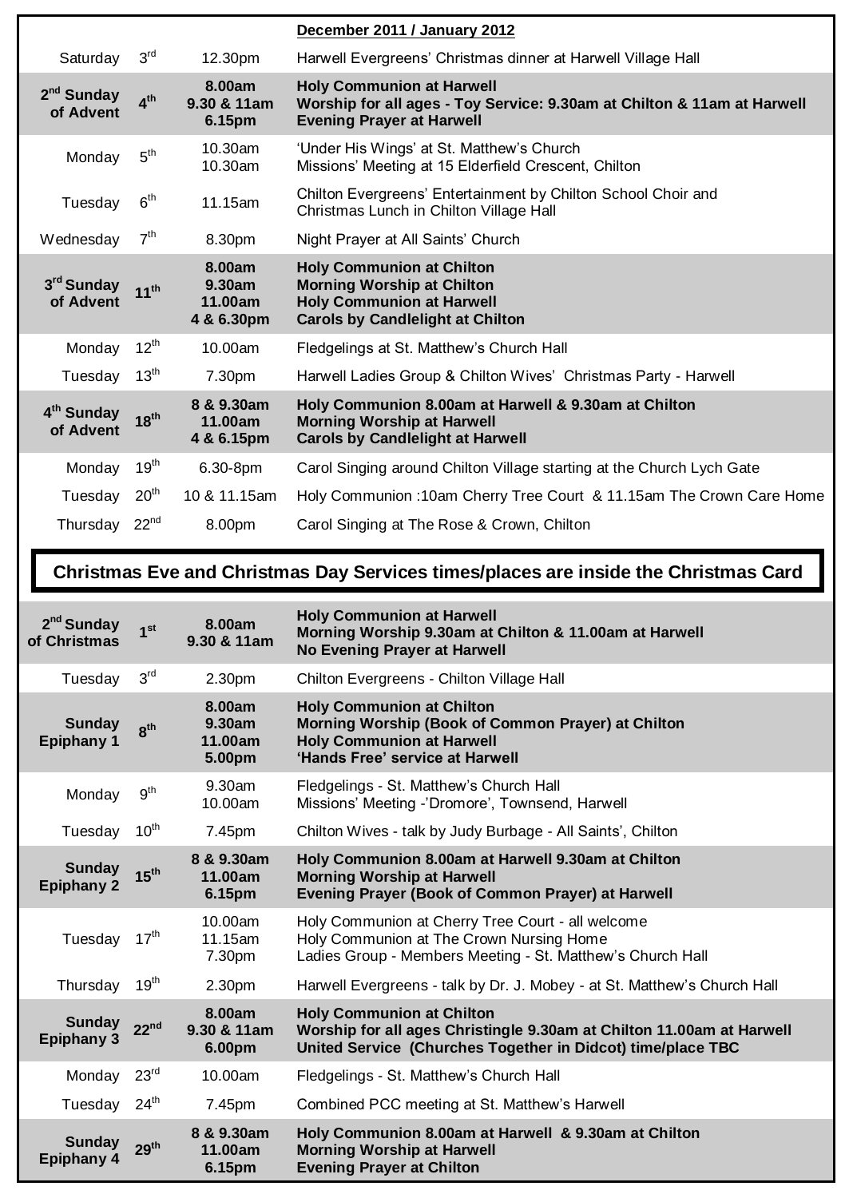| | | | December 2011 / January 2012 |
|---|---|---|---|
| Saturday | 3rd | 12.30pm | Harwell Evergreens' Christmas dinner at Harwell Village Hall |
| **2nd Sunday of Advent** | **4th** | **8.00am<br>9.30 & 11am<br>6.15pm** | **Holy Communion at Harwell<br>Worship for all ages - Toy Service: 9.30am at Chilton & 11am at Harwell<br>Evening Prayer at Harwell** |
| Monday | 5th | 10.30am<br>10.30am | 'Under His Wings' at St. Matthew's Church<br>Missions' Meeting at 15 Elderfield Crescent, Chilton |
| Tuesday | 6th | 11.15am | Chilton Evergreens' Entertainment by Chilton School Choir and Christmas Lunch in Chilton Village Hall |
| Wednesday | 7th | 8.30pm | Night Prayer at All Saints' Church |
| **3rd Sunday of Advent** | **11th** | **8.00am<br>9.30am<br>11.00am<br>4 & 6.30pm** | **Holy Communion at Chilton<br>Morning Worship at Chilton<br>Holy Communion at Harwell<br>Carols by Candlelight at Chilton** |
| Monday | 12th | 10.00am | Fledgelings at St. Matthew's Church Hall |
| Tuesday | 13th | 7.30pm | Harwell Ladies Group & Chilton Wives' Christmas Party - Harwell |
| **4th Sunday of Advent** | **18th** | **8 & 9.30am<br>11.00am<br>4 & 6.15pm** | **Holy Communion 8.00am at Harwell & 9.30am at Chilton<br>Morning Worship at Harwell<br>Carols by Candlelight at Harwell** |
| Monday | 19th | 6.30-8pm | Carol Singing around Chilton Village starting at the Church Lych Gate |
| Tuesday | 20th | 10 & 11.15am | Holy Communion :10am Cherry Tree Court & 11.15am The Crown Care Home |
| Thursday | 22nd | 8.00pm | Carol Singing at The Rose & Crown, Chilton |

**Christmas Eve and Christmas Day Services times/places are inside the Christmas Card**

| | | | |
|---|---|---|---|
| **2nd Sunday of Christmas** | **1st** | **8.00am<br>9.30 & 11am** | **Holy Communion at Harwell<br>Morning Worship 9.30am at Chilton & 11.00am at Harwell<br>No Evening Prayer at Harwell** |
| Tuesday | 3rd | 2.30pm | Chilton Evergreens - Chilton Village Hall |
| **Sunday Epiphany 1** | **8th** | **8.00am<br>9.30am<br>11.00am<br>5.00pm** | **Holy Communion at Chilton<br>Morning Worship (Book of Common Prayer) at Chilton<br>Holy Communion at Harwell<br>'Hands Free' service at Harwell** |
| Monday | 9th | 9.30am<br>10.00am | Fledgelings - St. Matthew's Church Hall<br>Missions' Meeting -'Dromore', Townsend, Harwell |
| Tuesday | 10th | 7.45pm | Chilton Wives - talk by Judy Burbage - All Saints', Chilton |
| **Sunday Epiphany 2** | **15th** | **8 & 9.30am<br>11.00am<br>6.15pm** | **Holy Communion 8.00am at Harwell 9.30am at Chilton<br>Morning Worship at Harwell<br>Evening Prayer (Book of Common Prayer) at Harwell** |
| Tuesday | 17th | 10.00am<br>11.15am<br>7.30pm | Holy Communion at Cherry Tree Court - all welcome<br>Holy Communion at The Crown Nursing Home<br>Ladies Group - Members Meeting - St. Matthew's Church Hall |
| Thursday | 19th | 2.30pm | Harwell Evergreens - talk by Dr. J. Mobey - at St. Matthew's Church Hall |
| **Sunday Epiphany 3** | **22nd** | **8.00am<br>9.30 & 11am<br>6.00pm** | **Holy Communion at Chilton<br>Worship for all ages Christingle 9.30am at Chilton 11.00am at Harwell<br>United Service (Churches Together in Didcot) time/place TBC** |
| Monday | 23rd | 10.00am | Fledgelings - St. Matthew's Church Hall |
| Tuesday | 24th | 7.45pm | Combined PCC meeting at St. Matthew's Harwell |
| **Sunday Epiphany 4** | **29th** | **8 & 9.30am<br>11.00am<br>6.15pm** | **Holy Communion 8.00am at Harwell & 9.30am at Chilton<br>Morning Worship at Harwell<br>Evening Prayer at Chilton** |